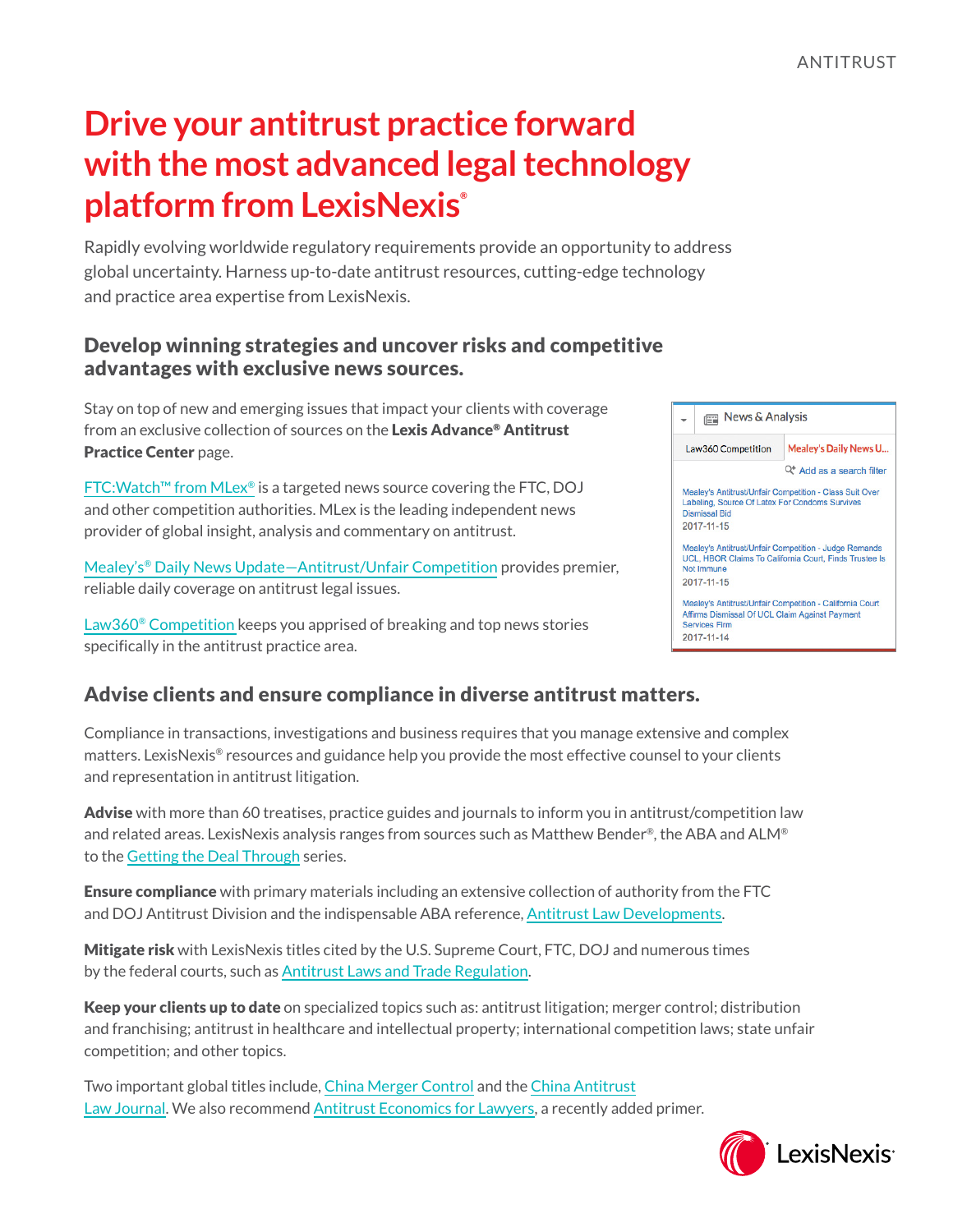# Drive your antitrust practice forward with the most advanced legal technology platform from LexisNexis®

Rapidly evolving worldwide regulatory requirements provide an opportunity to address global uncertainty. Harness up-to-date antitrust resources, cutting-edge technology and practice area expertise from LexisNexis.

## Develop winning strategies and uncover risks and competitive advantages with exclusive news sources.

Stay on top of new and emerging issues that impact your clients with coverage from an exclusive collection of sources on the **Lexis Advance® Antitrust Practice Center** page.

FTC:Watch™ from MLex® is a targeted news source covering the FTC, DOJ and other competition authorities. MLex is the leading independent news provider of global insight, analysis and commentary on antitrust.

Mealey's® Daily News Update—Antitrust/Unfair Competition provides premier, reliable daily coverage on antitrust legal issues.

Law360® Competition keeps you apprised of breaking and top news stories specifically in the antitrust practice area.

News & Analysis

Law360 Competition | Mealey's Daily News U...

Add as a search filter

Mealey's Antitrust/Unfair Competition - Class Suit Over Labeling, Source Of Latex For Condoms Survives Dismissal Bid
2017-11-15

Mealey's Antitrust/Unfair Competition - Judge Remands UCL, HBOR Claims To California Court, Finds Trustee Is Not Immune
2017-11-15

Mealey's Antitrust/Unfair Competition - California Court Affirms Dismissal Of UCL Claim Against Payment Services Firm
2017-11-14

## Advise clients and ensure compliance in diverse antitrust matters.

Compliance in transactions, investigations and business requires that you manage extensive and complex matters. LexisNexis® resources and guidance help you provide the most effective counsel to your clients and representation in antitrust litigation.

**Advise** with more than 60 treatises, practice guides and journals to inform you in antitrust/competition law and related areas. LexisNexis analysis ranges from sources such as Matthew Bender®, the ABA and ALM® to the Getting the Deal Through series.

**Ensure compliance** with primary materials including an extensive collection of authority from the FTC and DOJ Antitrust Division and the indispensable ABA reference, Antitrust Law Developments.

**Mitigate risk** with LexisNexis titles cited by the U.S. Supreme Court, FTC, DOJ and numerous times by the federal courts, such as Antitrust Laws and Trade Regulation.

**Keep your clients up to date** on specialized topics such as: antitrust litigation; merger control; distribution and franchising; antitrust in healthcare and intellectual property; international competition laws; state unfair competition; and other topics.

Two important global titles include, China Merger Control and the China Antitrust Law Journal. We also recommend Antitrust Economics for Lawyers, a recently added primer.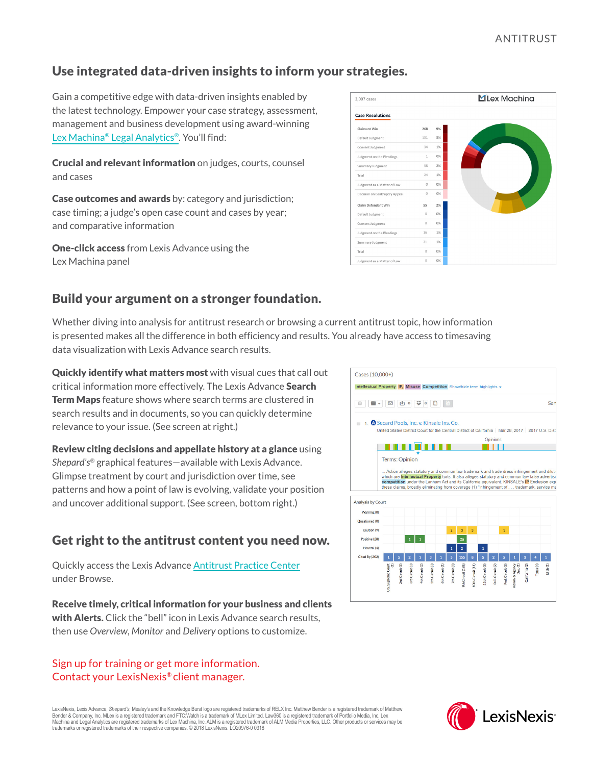## Use integrated data-driven insights to inform your strategies.

Gain a competitive edge with data-driven insights enabled by the latest technology. Empower your case strategy, assessment, management and business development using award-winning Lex Machina® Legal Analytics®. You'll find:

**Crucial and relevant information** on judges, courts, counsel and cases

**Case outcomes and awards** by: category and jurisdiction; case timing; a judge's open case count and cases by year; and comparative information

**One-click access** from Lexis Advance using the Lex Machina panel

## Build your argument on a stronger foundation.

Whether diving into analysis for antitrust research or browsing a current antitrust topic, how information is presented makes all the difference in both efficiency and results. You already have access to timesaving data visualization with Lexis Advance search results.

**Quickly identify what matters most** with visual cues that call out critical information more effectively. The Lexis Advance **Search Term Maps** feature shows where search terms are clustered in search results and in documents, so you can quickly determine relevance to your issue. (See screen at right.)

**Review citing decisions and appellate history at a glance** using *Shepard's*® graphical features—available with Lexis Advance. Glimpse treatment by court and jurisdiction over time, see patterns and how a point of law is evolving, validate your position and uncover additional support. (See screen, bottom right.)

## Get right to the antitrust content you need now.

Quickly access the Lexis Advance Antitrust Practice Center under Browse.

**Receive timely, critical information for your business and clients with Alerts.** Click the "bell" icon in Lexis Advance search results, then use *Overview*, *Monitor* and *Delivery* options to customize.

Sign up for training or get more information.
Contact your LexisNexis® client manager.

LexisNexis, Lexis Advance, *Shepard's*, Mealey's and the Knowledge Burst logo are registered trademarks of RELX Inc. Matthew Bender is a registered trademark of Matthew Bender & Company, Inc. MLex is a registered trademark and FTC:Watch is a trademark of MLex Limited. Law360 is a registered trademark of Portfolio Media, Inc. Lex Machina and Legal Analytics are registered trademarks of Lex Machina, Inc. ALM is a registered trademark of ALM Media Properties, LLC. Other products or services may be trademarks or registered trademarks of their respective companies. © 2018 LexisNexis. LO20976-0 0318